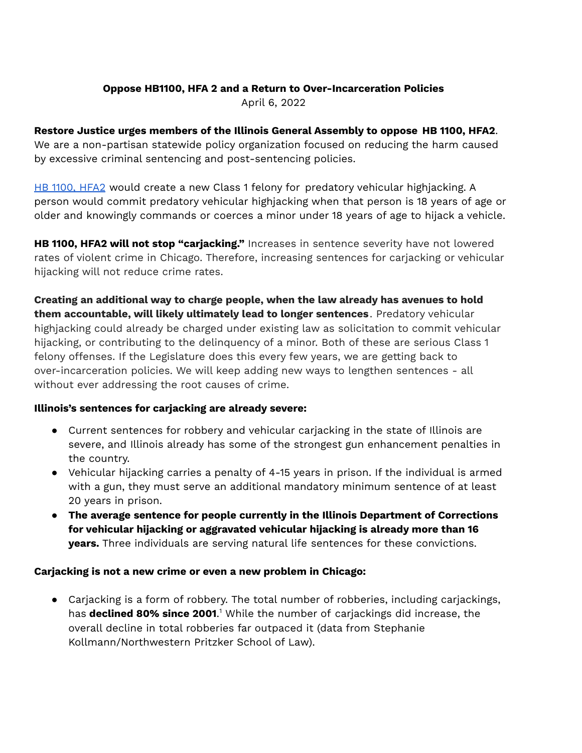**Oppose HB1100, HFA 2 and a Return to Over-Incarceration Policies**

April 6, 2022

**Restore Justice urges members of the Illinois General Assembly to oppose HB 1100, HFA2**. We are a non-partisan statewide policy organization focused on reducing the harm caused by excessive criminal sentencing and post-sentencing policies.

[HB 1100, HFA2](#) would create a new Class 1 felony for predatory vehicular highjacking. A person would commit predatory vehicular highjacking when that person is 18 years of age or older and knowingly commands or coerces a minor under 18 years of age to hijack a vehicle.

**HB 1100, HFA2 will not stop "carjacking."** Increases in sentence severity have not lowered rates of violent crime in Chicago. Therefore, increasing sentences for carjacking or vehicular hijacking will not reduce crime rates.

**Creating an additional way to charge people, when the law already has avenues to hold them accountable, will likely ultimately lead to longer sentences**. Predatory vehicular highjacking could already be charged under existing law as solicitation to commit vehicular hijacking, or contributing to the delinquency of a minor. Both of these are serious Class 1 felony offenses. If the Legislature does this every few years, we are getting back to over-incarceration policies. We will keep adding new ways to lengthen sentences - all without ever addressing the root causes of crime.

**Illinois's sentences for carjacking are already severe:**

- Current sentences for robbery and vehicular carjacking in the state of Illinois are severe, and Illinois already has some of the strongest gun enhancement penalties in the country.
- Vehicular hijacking carries a penalty of 4-15 years in prison. If the individual is armed with a gun, they must serve an additional mandatory minimum sentence of at least 20 years in prison.
- **The average sentence for people currently in the Illinois Department of Corrections for vehicular hijacking or aggravated vehicular hijacking is already more than 16 years.** Three individuals are serving natural life sentences for these convictions.

**Carjacking is not a new crime or even a new problem in Chicago:**

- Carjacking is a form of robbery. The total number of robberies, including carjackings, has **declined 80% since 2001**.[1] While the number of carjackings did increase, the overall decline in total robberies far outpaced it (data from Stephanie Kollmann/Northwestern Pritzker School of Law).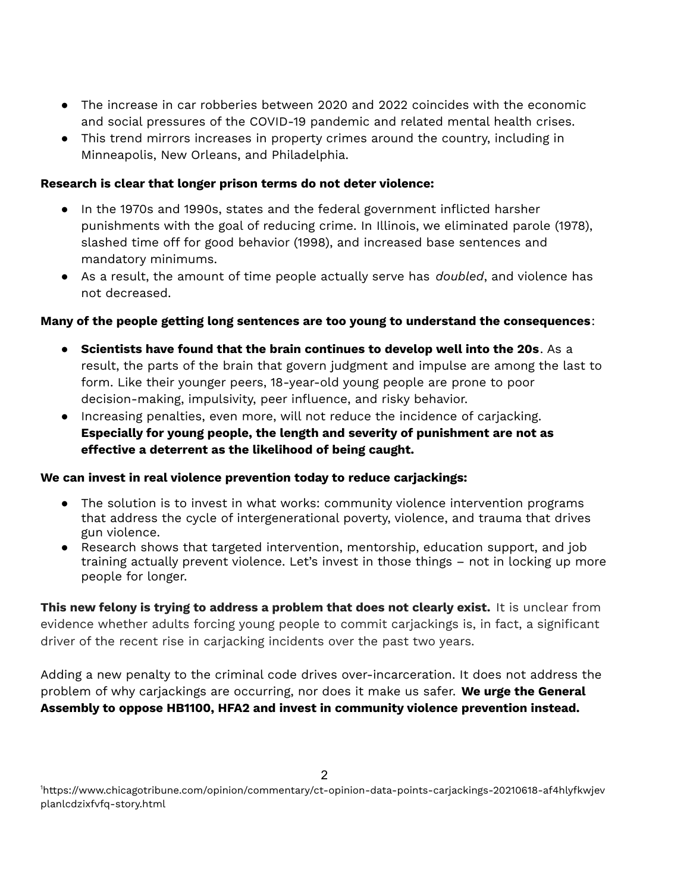- The increase in car robberies between 2020 and 2022 coincides with the economic and social pressures of the COVID-19 pandemic and related mental health crises.
- This trend mirrors increases in property crimes around the country, including in Minneapolis, New Orleans, and Philadelphia.

**Research is clear that longer prison terms do not deter violence:**

- In the 1970s and 1990s, states and the federal government inflicted harsher punishments with the goal of reducing crime. In Illinois, we eliminated parole (1978), slashed time off for good behavior (1998), and increased base sentences and mandatory minimums.
- As a result, the amount of time people actually serve has *doubled*, and violence has not decreased.

**Many of the people getting long sentences are too young to understand the consequences**:

- **Scientists have found that the brain continues to develop well into the 20s**. As a result, the parts of the brain that govern judgment and impulse are among the last to form. Like their younger peers, 18-year-old young people are prone to poor decision-making, impulsivity, peer influence, and risky behavior.
- Increasing penalties, even more, will not reduce the incidence of carjacking. **Especially for young people, the length and severity of punishment are not as effective a deterrent as the likelihood of being caught.**

**We can invest in real violence prevention today to reduce carjackings:**

- The solution is to invest in what works: community violence intervention programs that address the cycle of intergenerational poverty, violence, and trauma that drives gun violence.
- Research shows that targeted intervention, mentorship, education support, and job training actually prevent violence. Let's invest in those things – not in locking up more people for longer.

**This new felony is trying to address a problem that does not clearly exist.** It is unclear from evidence whether adults forcing young people to commit carjackings is, in fact, a significant driver of the recent rise in carjacking incidents over the past two years.

Adding a new penalty to the criminal code drives over-incarceration. It does not address the problem of why carjackings are occurring, nor does it make us safer. **We urge the General Assembly to oppose HB1100, HFA2 and invest in community violence prevention instead.**

[1] https://www.chicagotribune.com/opinion/commentary/ct-opinion-data-points-carjackings-20210618-af4hlyfkwjevplanlcdzixfvfq-story.html